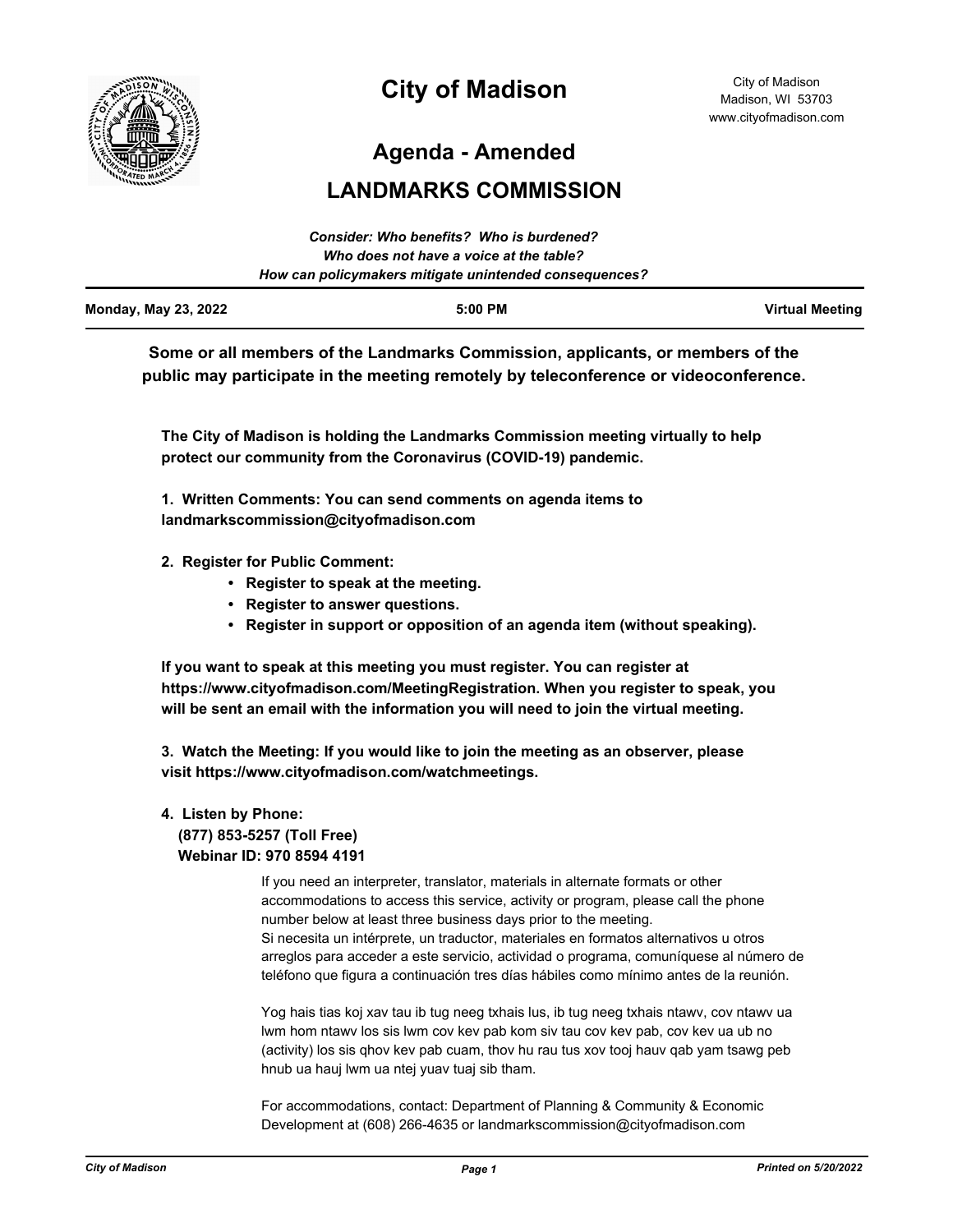# City of Madison

City of Madison
Madison, WI 53703
www.cityofmadison.com

## Agenda - Amended

## LANDMARKS COMMISSION

***Consider: Who benefits? Who is burdened?***
***Who does not have a voice at the table?***
***How can policymakers mitigate unintended consequences?***

**Monday, May 23, 2022** | **5:00 PM** | **Virtual Meeting**

**Some or all members of the Landmarks Commission, applicants, or members of the public may participate in the meeting remotely by teleconference or videoconference.**

**The City of Madison is holding the Landmarks Commission meeting virtually to help protect our community from the Coronavirus (COVID-19) pandemic.**

**1. Written Comments: You can send comments on agenda items to landmarkscommission@cityofmadison.com**

**2. Register for Public Comment:**
- **Register to speak at the meeting.**
- **Register to answer questions.**
- **Register in support or opposition of an agenda item (without speaking).**

**If you want to speak at this meeting you must register. You can register at https://www.cityofmadison.com/MeetingRegistration. When you register to speak, you will be sent an email with the information you will need to join the virtual meeting.**

**3. Watch the Meeting: If you would like to join the meeting as an observer, please visit https://www.cityofmadison.com/watchmeetings.**

**4. Listen by Phone:**
**(877) 853-5257 (Toll Free)**
**Webinar ID: 970 8594 4191**

If you need an interpreter, translator, materials in alternate formats or other accommodations to access this service, activity or program, please call the phone number below at least three business days prior to the meeting.
Si necesita un intérprete, un traductor, materiales en formatos alternativos u otros arreglos para acceder a este servicio, actividad o programa, comuníquese al número de teléfono que figura a continuación tres días hábiles como mínimo antes de la reunión.

Yog hais tias koj xav tau ib tug neeg txhais lus, ib tug neeg txhais ntawv, cov ntawv ua lwm hom ntawv los sis lwm cov kev pab kom siv tau cov kev pab, cov kev ua ub no (activity) los sis qhov kev pab cuam, thov hu rau tus xov tooj hauv qab yam tsawg peb hnub ua hauj lwm ua ntej yuav tuaj sib tham.

For accommodations, contact: Department of Planning & Community & Economic Development at (608) 266-4635 or landmarkscommission@cityofmadison.com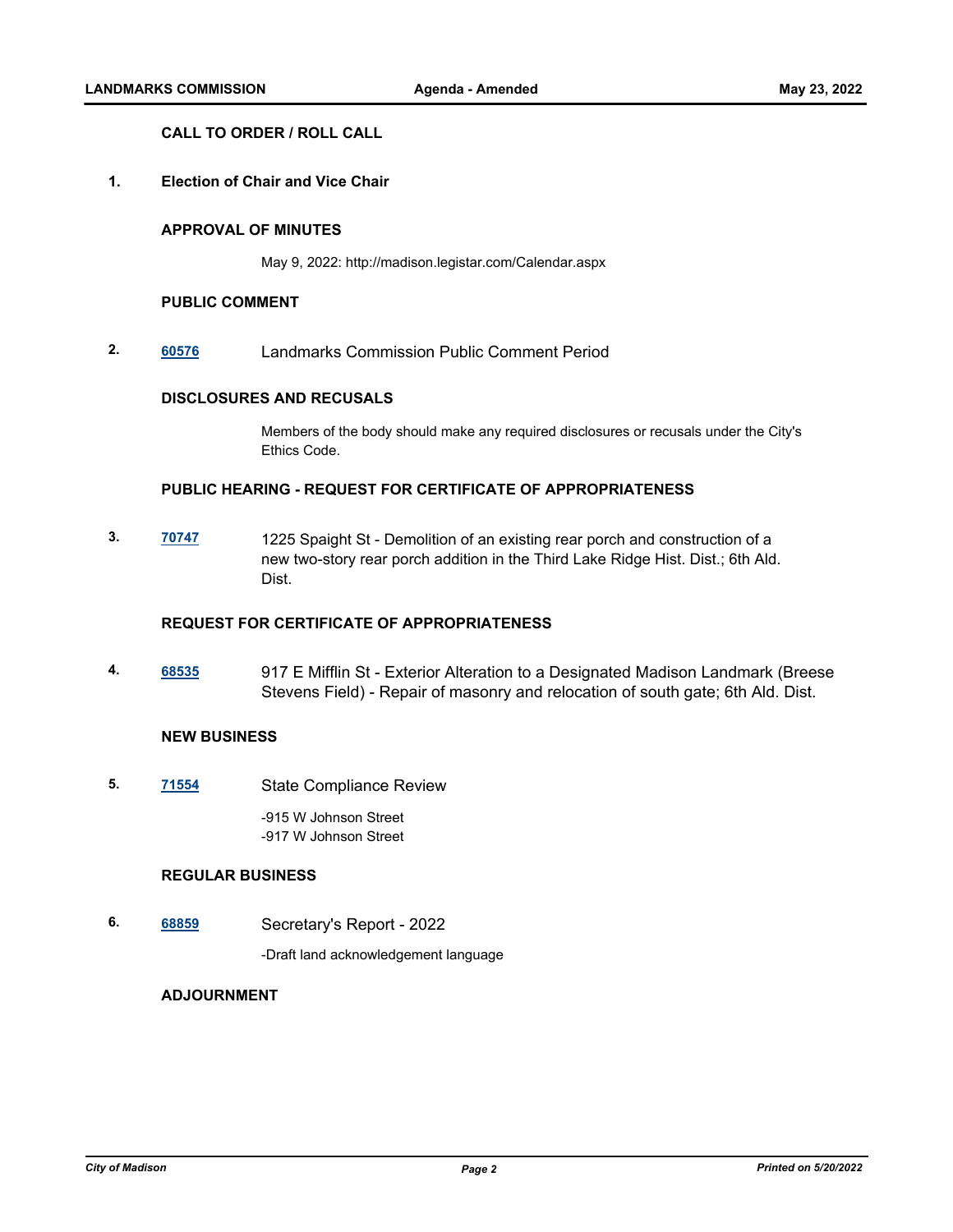## CALL TO ORDER / ROLL CALL

**1. Election of Chair and Vice Chair**

## APPROVAL OF MINUTES

May 9, 2022: http://madison.legistar.com/Calendar.aspx

## PUBLIC COMMENT

**2.** **60576** Landmarks Commission Public Comment Period

## DISCLOSURES AND RECUSALS

Members of the body should make any required disclosures or recusals under the City's Ethics Code.

## PUBLIC HEARING - REQUEST FOR CERTIFICATE OF APPROPRIATENESS

**3.** **70747** 1225 Spaight St - Demolition of an existing rear porch and construction of a new two-story rear porch addition in the Third Lake Ridge Hist. Dist.; 6th Ald. Dist.

## REQUEST FOR CERTIFICATE OF APPROPRIATENESS

**4.** **68535** 917 E Mifflin St - Exterior Alteration to a Designated Madison Landmark (Breese Stevens Field) - Repair of masonry and relocation of south gate; 6th Ald. Dist.

## NEW BUSINESS

**5.** **71554** State Compliance Review

-915 W Johnson Street
-917 W Johnson Street

## REGULAR BUSINESS

**6.** **68859** Secretary's Report - 2022

-Draft land acknowledgement language

## ADJOURNMENT